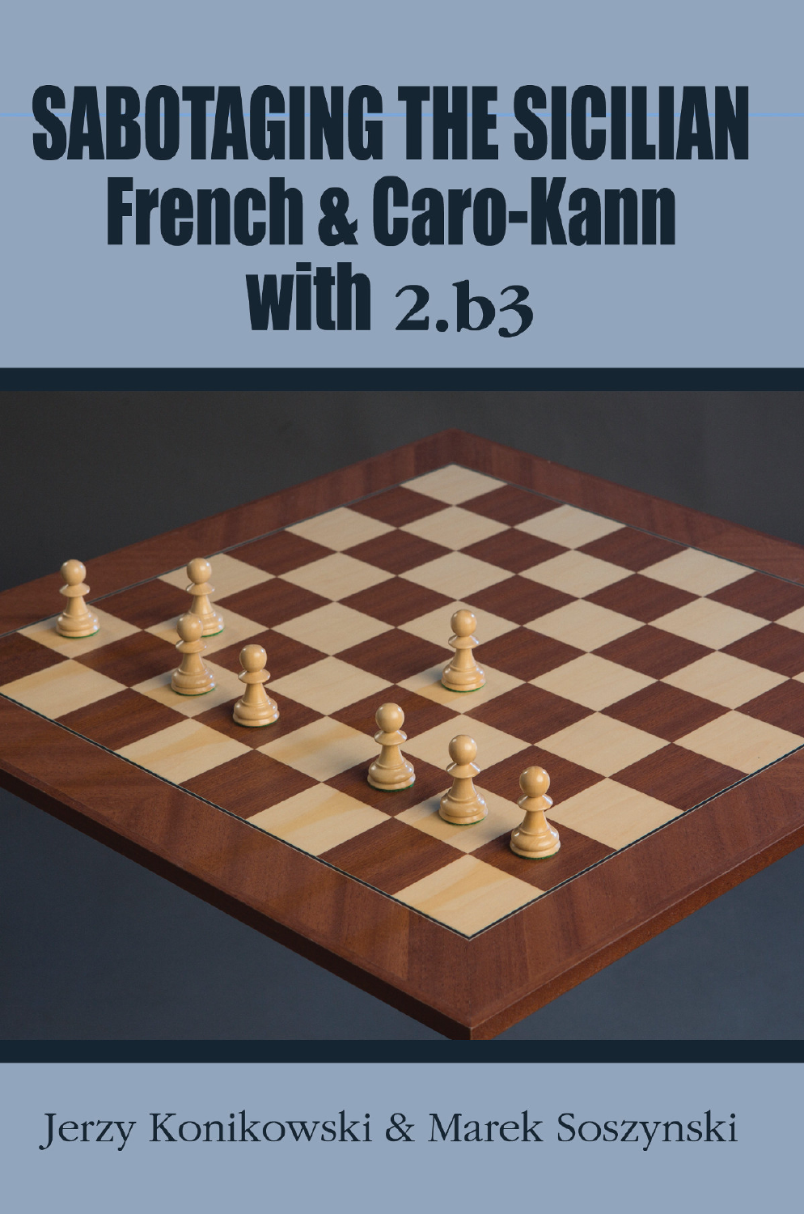# SABOTAGING THE SICILIAN
## French & Caro-Kann with 2.b3

Jerzy Konikowski & Marek Soszynski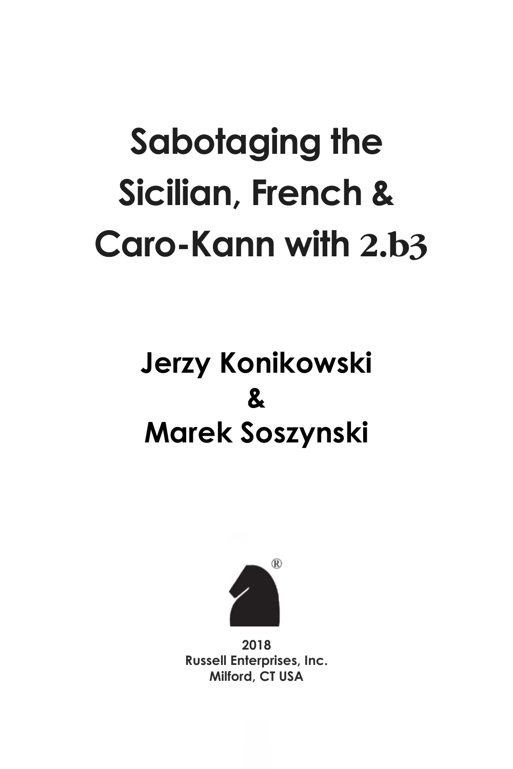# Sabotaging the Sicilian, French & Caro-Kann with 2.b3

## Jerzy Konikowski & Marek Soszynski

**2018**
**Russell Enterprises, Inc.**
**Milford, CT USA**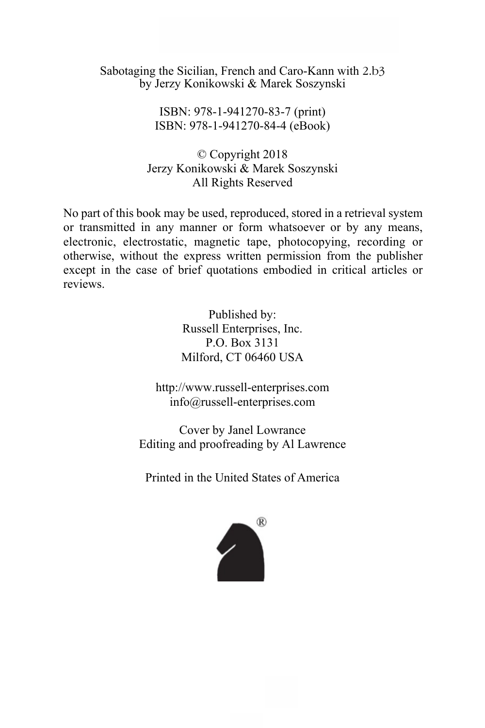Sabotaging the Sicilian, French and Caro-Kann with 2.b3
by Jerzy Konikowski & Marek Soszynski

ISBN: 978-1-941270-83-7 (print)
ISBN: 978-1-941270-84-4 (eBook)

© Copyright 2018
Jerzy Konikowski & Marek Soszynski
All Rights Reserved

No part of this book may be used, reproduced, stored in a retrieval system or transmitted in any manner or form whatsoever or by any means, electronic, electrostatic, magnetic tape, photocopying, recording or otherwise, without the express written permission from the publisher except in the case of brief quotations embodied in critical articles or reviews.

Published by:
Russell Enterprises, Inc.
P.O. Box 3131
Milford, CT 06460 USA

http://www.russell-enterprises.com
info@russell-enterprises.com

Cover by Janel Lowrance
Editing and proofreading by Al Lawrence

Printed in the United States of America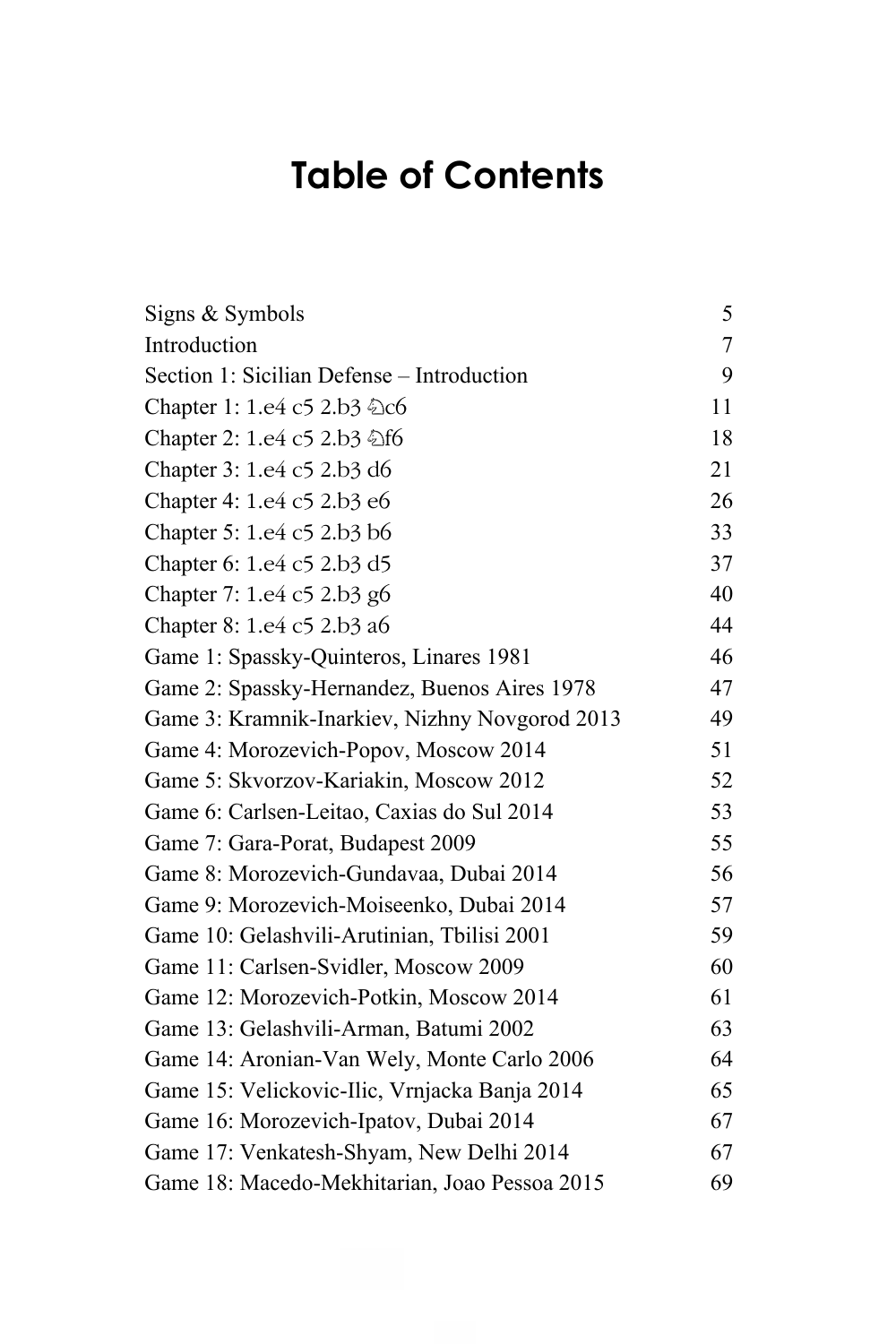# Table of Contents

| | |
|---|---|
| Signs & Symbols | 5 |
| Introduction | 7 |
| Section 1: Sicilian Defense – Introduction | 9 |
| Chapter 1: 1.e4 c5 2.b3 ♘c6 | 11 |
| Chapter 2: 1.e4 c5 2.b3 ♘f6 | 18 |
| Chapter 3: 1.e4 c5 2.b3 d6 | 21 |
| Chapter 4: 1.e4 c5 2.b3 e6 | 26 |
| Chapter 5: 1.e4 c5 2.b3 b6 | 33 |
| Chapter 6: 1.e4 c5 2.b3 d5 | 37 |
| Chapter 7: 1.e4 c5 2.b3 g6 | 40 |
| Chapter 8: 1.e4 c5 2.b3 a6 | 44 |
| Game 1: Spassky-Quinteros, Linares 1981 | 46 |
| Game 2: Spassky-Hernandez, Buenos Aires 1978 | 47 |
| Game 3: Kramnik-Inarkiev, Nizhny Novgorod 2013 | 49 |
| Game 4: Morozevich-Popov, Moscow 2014 | 51 |
| Game 5: Skvorzov-Kariakin, Moscow 2012 | 52 |
| Game 6: Carlsen-Leitao, Caxias do Sul 2014 | 53 |
| Game 7: Gara-Porat, Budapest 2009 | 55 |
| Game 8: Morozevich-Gundavaa, Dubai 2014 | 56 |
| Game 9: Morozevich-Moiseenko, Dubai 2014 | 57 |
| Game 10: Gelashvili-Arutinian, Tbilisi 2001 | 59 |
| Game 11: Carlsen-Svidler, Moscow 2009 | 60 |
| Game 12: Morozevich-Potkin, Moscow 2014 | 61 |
| Game 13: Gelashvili-Arman, Batumi 2002 | 63 |
| Game 14: Aronian-Van Wely, Monte Carlo 2006 | 64 |
| Game 15: Velickovic-Ilic, Vrnjacka Banja 2014 | 65 |
| Game 16: Morozevich-Ipatov, Dubai 2014 | 67 |
| Game 17: Venkatesh-Shyam, New Delhi 2014 | 67 |
| Game 18: Macedo-Mekhitarian, Joao Pessoa 2015 | 69 |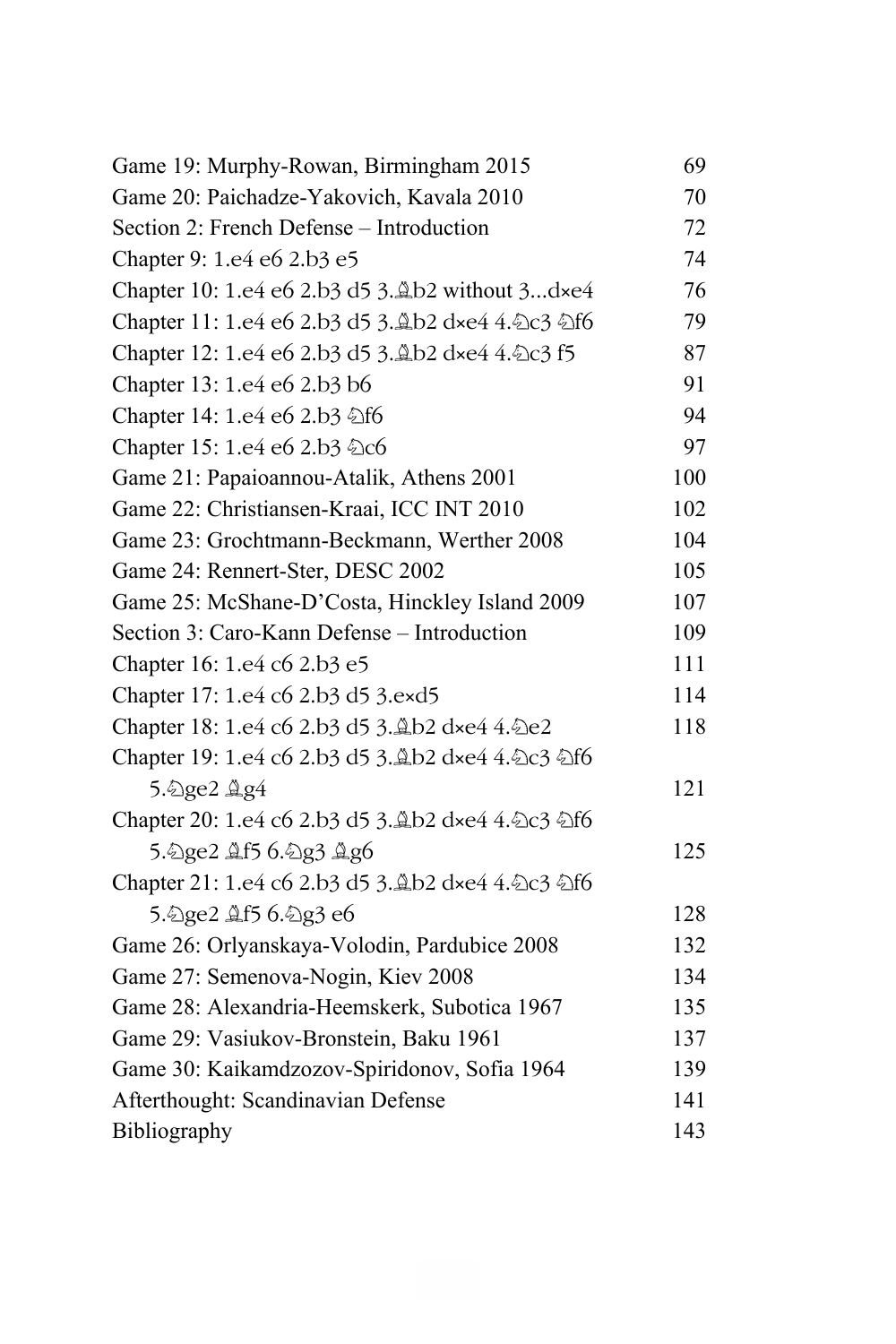| | |
|---|---|
| Game 19: Murphy-Rowan, Birmingham 2015 | 69 |
| Game 20: Paichadze-Yakovich, Kavala 2010 | 70 |
| Section 2: French Defense – Introduction | 72 |
| Chapter 9: 1.e4 e6 2.b3 e5 | 74 |
| Chapter 10: 1.e4 e6 2.b3 d5 3.♗b2 without 3...d×e4 | 76 |
| Chapter 11: 1.e4 e6 2.b3 d5 3.♗b2 d×e4 4.♘c3 ♘f6 | 79 |
| Chapter 12: 1.e4 e6 2.b3 d5 3.♗b2 d×e4 4.♘c3 f5 | 87 |
| Chapter 13: 1.e4 e6 2.b3 b6 | 91 |
| Chapter 14: 1.e4 e6 2.b3 ♘f6 | 94 |
| Chapter 15: 1.e4 e6 2.b3 ♘c6 | 97 |
| Game 21: Papaioannou-Atalik, Athens 2001 | 100 |
| Game 22: Christiansen-Kraai, ICC INT 2010 | 102 |
| Game 23: Grochtmann-Beckmann, Werther 2008 | 104 |
| Game 24: Rennert-Ster, DESC 2002 | 105 |
| Game 25: McShane-D'Costa, Hinckley Island 2009 | 107 |
| Section 3: Caro-Kann Defense – Introduction | 109 |
| Chapter 16: 1.e4 c6 2.b3 e5 | 111 |
| Chapter 17: 1.e4 c6 2.b3 d5 3.e×d5 | 114 |
| Chapter 18: 1.e4 c6 2.b3 d5 3.♗b2 d×e4 4.♘e2 | 118 |
| Chapter 19: 1.e4 c6 2.b3 d5 3.♗b2 d×e4 4.♘c3 ♘f6 5.♘ge2 ♗g4 | 121 |
| Chapter 20: 1.e4 c6 2.b3 d5 3.♗b2 d×e4 4.♘c3 ♘f6 5.♘ge2 ♗f5 6.♘g3 ♗g6 | 125 |
| Chapter 21: 1.e4 c6 2.b3 d5 3.♗b2 d×e4 4.♘c3 ♘f6 5.♘ge2 ♗f5 6.♘g3 e6 | 128 |
| Game 26: Orlyanskaya-Volodin, Pardubice 2008 | 132 |
| Game 27: Semenova-Nogin, Kiev 2008 | 134 |
| Game 28: Alexandria-Heemskerk, Subotica 1967 | 135 |
| Game 29: Vasiukov-Bronstein, Baku 1961 | 137 |
| Game 30: Kaikamdzozov-Spiridonov, Sofia 1964 | 139 |
| Afterthought: Scandinavian Defense | 141 |
| Bibliography | 143 |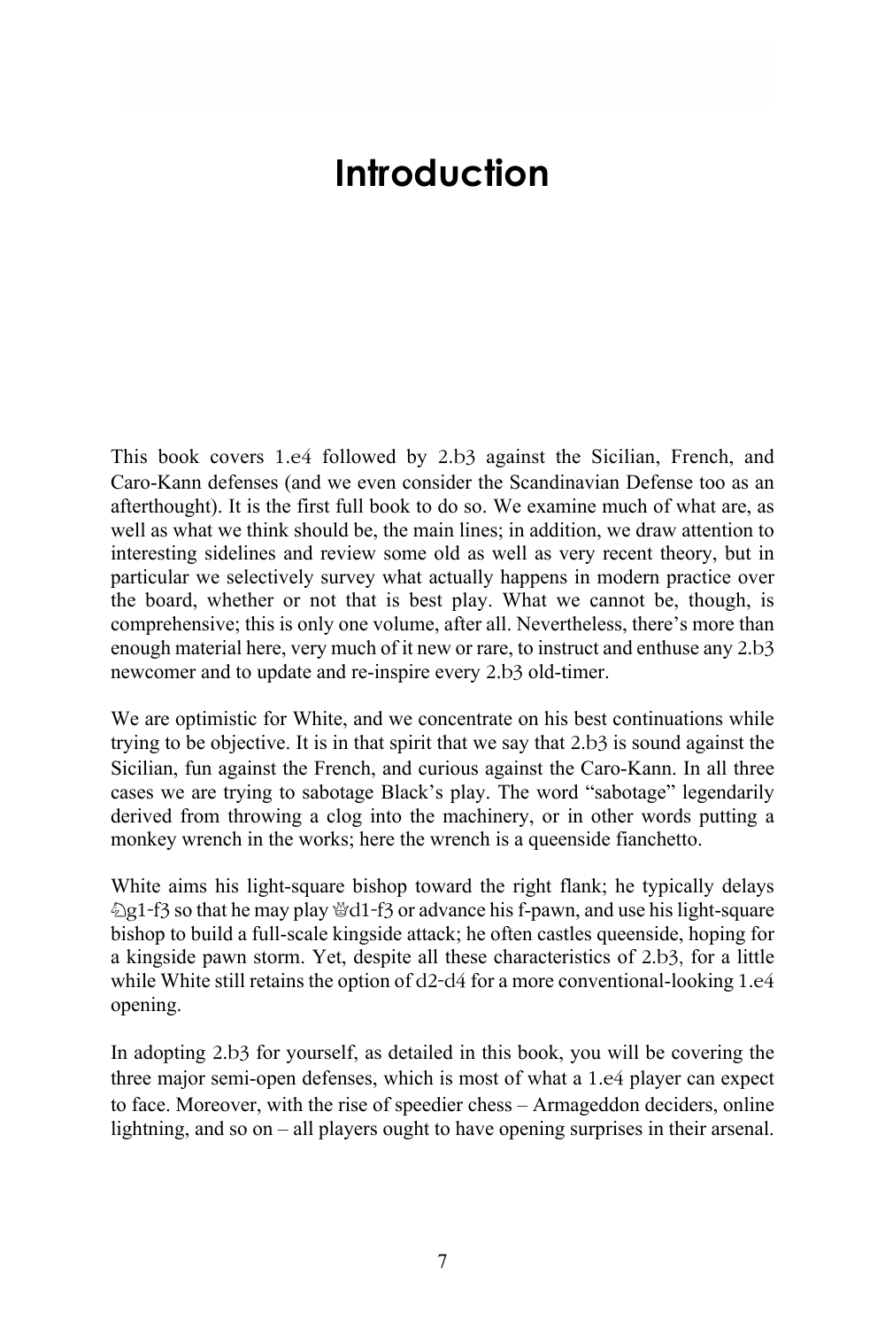# Introduction

This book covers 1.e4 followed by 2.b3 against the Sicilian, French, and Caro-Kann defenses (and we even consider the Scandinavian Defense too as an afterthought). It is the first full book to do so. We examine much of what are, as well as what we think should be, the main lines; in addition, we draw attention to interesting sidelines and review some old as well as very recent theory, but in particular we selectively survey what actually happens in modern practice over the board, whether or not that is best play. What we cannot be, though, is comprehensive; this is only one volume, after all. Nevertheless, there's more than enough material here, very much of it new or rare, to instruct and enthuse any 2.b3 newcomer and to update and re-inspire every 2.b3 old-timer.

We are optimistic for White, and we concentrate on his best continuations while trying to be objective. It is in that spirit that we say that 2.b3 is sound against the Sicilian, fun against the French, and curious against the Caro-Kann. In all three cases we are trying to sabotage Black's play. The word "sabotage" legendarily derived from throwing a clog into the machinery, or in other words putting a monkey wrench in the works; here the wrench is a queenside fianchetto.

White aims his light-square bishop toward the right flank; he typically delays ♘g1-f3 so that he may play ♕d1-f3 or advance his f-pawn, and use his light-square bishop to build a full-scale kingside attack; he often castles queenside, hoping for a kingside pawn storm. Yet, despite all these characteristics of 2.b3, for a little while White still retains the option of d2-d4 for a more conventional-looking 1.e4 opening.

In adopting 2.b3 for yourself, as detailed in this book, you will be covering the three major semi-open defenses, which is most of what a 1.e4 player can expect to face. Moreover, with the rise of speedier chess – Armageddon deciders, online lightning, and so on – all players ought to have opening surprises in their arsenal.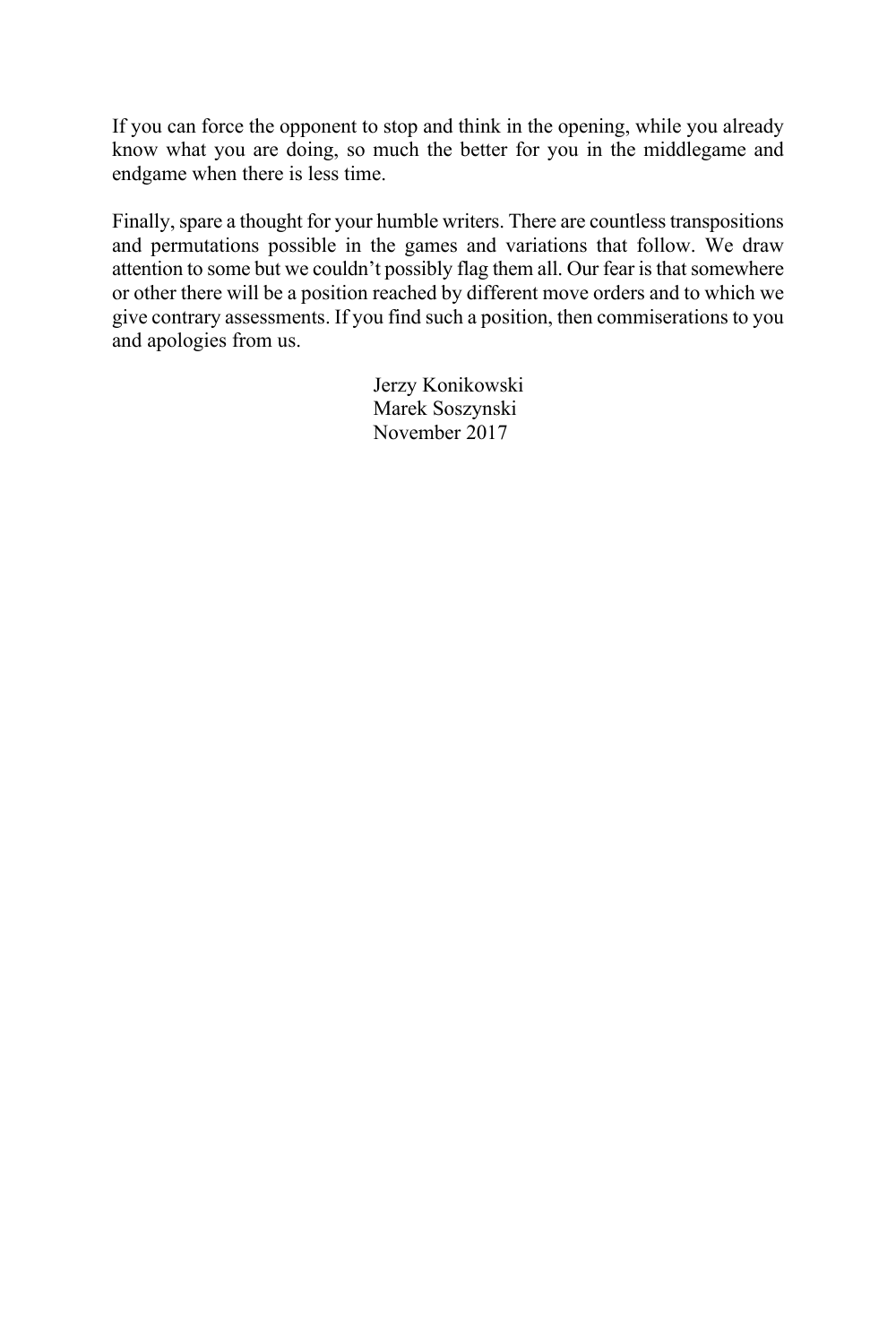If you can force the opponent to stop and think in the opening, while you already know what you are doing, so much the better for you in the middlegame and endgame when there is less time.

Finally, spare a thought for your humble writers. There are countless transpositions and permutations possible in the games and variations that follow. We draw attention to some but we couldn't possibly flag them all. Our fear is that somewhere or other there will be a position reached by different move orders and to which we give contrary assessments. If you find such a position, then commiserations to you and apologies from us.

Jerzy Konikowski
Marek Soszynski
November 2017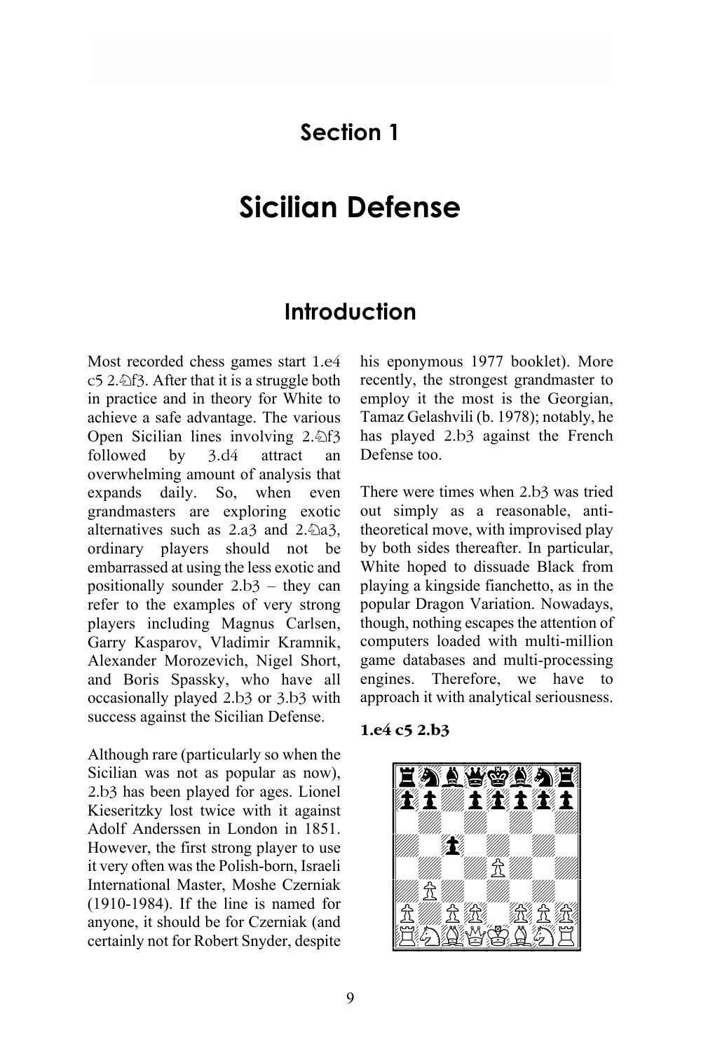# Section 1

# Sicilian Defense

## Introduction

Most recorded chess games start 1.e4 c5 2.♘f3. After that it is a struggle both in practice and in theory for White to achieve a safe advantage. The various Open Sicilian lines involving 2.♘f3 followed by 3.d4 attract an overwhelming amount of analysis that expands daily. So, when even grandmasters are exploring exotic alternatives such as 2.a3 and 2.♘a3, ordinary players should not be embarrassed at using the less exotic and positionally sounder 2.b3 – they can refer to the examples of very strong players including Magnus Carlsen, Garry Kasparov, Vladimir Kramnik, Alexander Morozevich, Nigel Short, and Boris Spassky, who have all occasionally played 2.b3 or 3.b3 with success against the Sicilian Defense.

Although rare (particularly so when the Sicilian was not as popular as now), 2.b3 has been played for ages. Lionel Kieseritzky lost twice with it against Adolf Anderssen in London in 1851. However, the first strong player to use it very often was the Polish-born, Israeli International Master, Moshe Czerniak (1910-1984). If the line is named for anyone, it should be for Czerniak (and certainly not for Robert Snyder, despite his eponymous 1977 booklet). More recently, the strongest grandmaster to employ it the most is the Georgian, Tamaz Gelashvili (b. 1978); notably, he has played 2.b3 against the French Defense too.

There were times when 2.b3 was tried out simply as a reasonable, anti-theoretical move, with improvised play by both sides thereafter. In particular, White hoped to dissuade Black from playing a kingside fianchetto, as in the popular Dragon Variation. Nowadays, though, nothing escapes the attention of computers loaded with multi-million game databases and multi-processing engines. Therefore, we have to approach it with analytical seriousness.

**1.e4 c5 2.b3**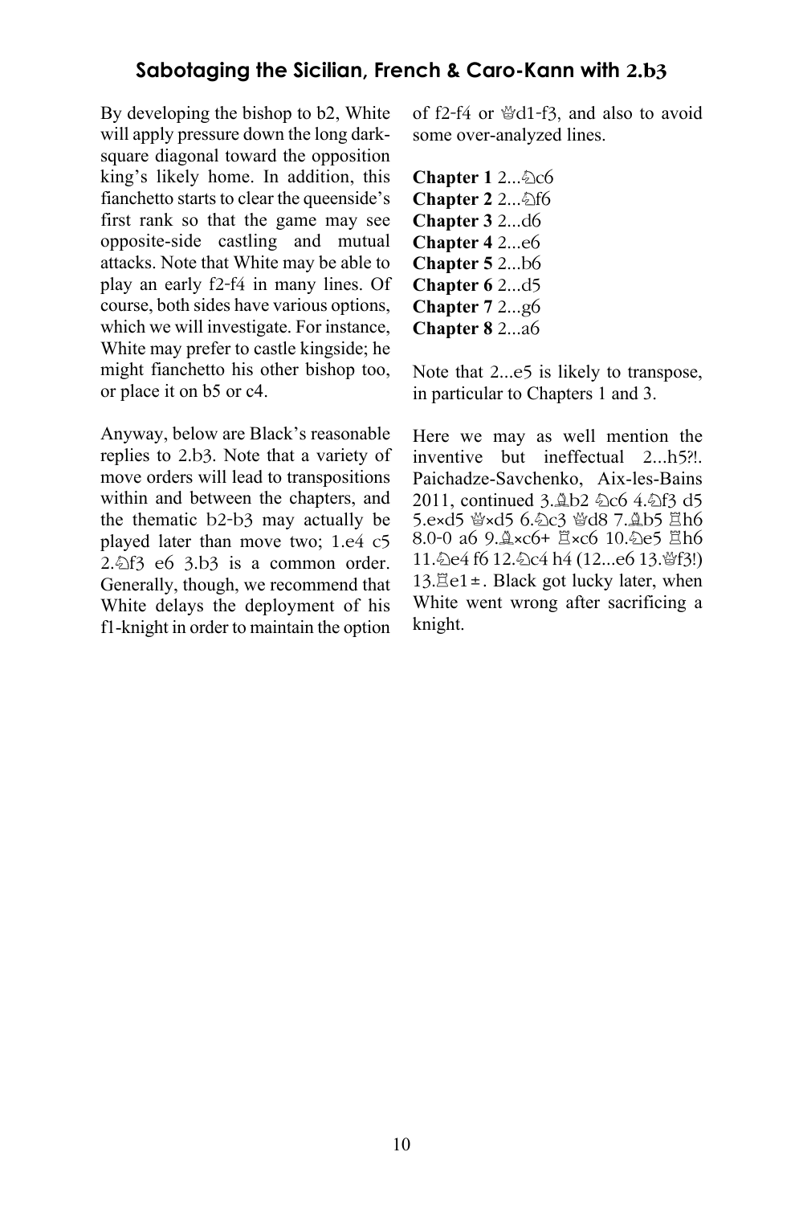By developing the bishop to b2, White will apply pressure down the long dark-square diagonal toward the opposition king's likely home. In addition, this fianchetto starts to clear the queenside's first rank so that the game may see opposite-side castling and mutual attacks. Note that White may be able to play an early f2-f4 in many lines. Of course, both sides have various options, which we will investigate. For instance, White may prefer to castle kingside; he might fianchetto his other bishop too, or place it on b5 or c4.

Anyway, below are Black's reasonable replies to 2.b3. Note that a variety of move orders will lead to transpositions within and between the chapters, and the thematic b2-b3 may actually be played later than move two; 1.e4 c5 2.♘f3 e6 3.b3 is a common order. Generally, though, we recommend that White delays the deployment of his f1-knight in order to maintain the option of f2-f4 or ♕d1-f3, and also to avoid some over-analyzed lines.

**Chapter 1** 2...♘c6
**Chapter 2** 2...♘f6
**Chapter 3** 2...d6
**Chapter 4** 2...e6
**Chapter 5** 2...b6
**Chapter 6** 2...d5
**Chapter 7** 2...g6
**Chapter 8** 2...a6

Note that 2...e5 is likely to transpose, in particular to Chapters 1 and 3.

Here we may as well mention the inventive but ineffectual 2...h5?!. Paichadze-Savchenko, Aix-les-Bains 2011, continued 3.♗b2 ♘c6 4.♘f3 d5 5.e×d5 ♕×d5 6.♘c3 ♕d8 7.♗b5 ♖h6 8.0-0 a6 9.♗×c6+ ♖×c6 10.♘e5 ♖h6 11.♘e4 f6 12.♘c4 h4 (12...e6 13.♕f3!) 13.♖e1±. Black got lucky later, when White went wrong after sacrificing a knight.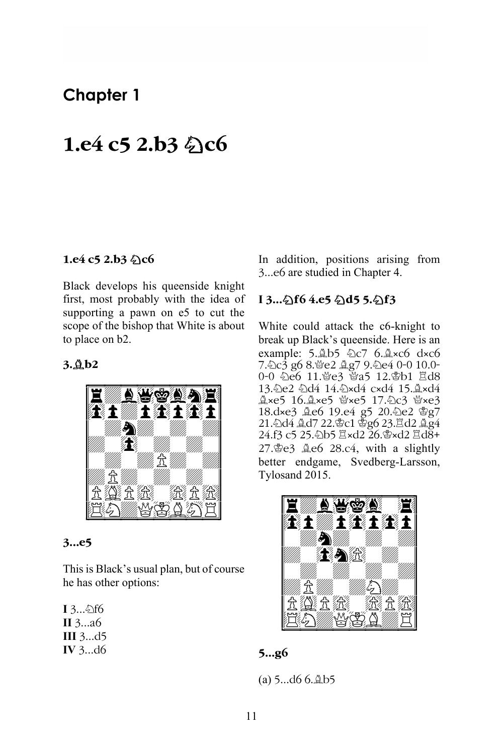# Chapter 1

# 1.e4 c5 2.b3 ♘c6

**1.e4 c5 2.b3 ♘c6**

Black develops his queenside knight first, most probably with the idea of supporting a pawn on e5 to cut the scope of the bishop that White is about to place on b2.

**3.♗b2**

**3...e5**

This is Black's usual plan, but of course he has other options:

**I** 3...♘f6
**II** 3...a6
**III** 3...d5
**IV** 3...d6

In addition, positions arising from 3...e6 are studied in Chapter 4.

### I 3...♘f6 4.e5 ♘d5 5.♘f3

White could attack the c6-knight to break up Black's queenside. Here is an example: 5.♗b5 ♘c7 6.♗×c6 d×c6 7.♘c3 g6 8.♕e2 ♗g7 9.♘e4 0-0 10.0-0-0 ♘e6 11.♕e3 ♕a5 12.♔b1 ♖d8 13.♘e2 ♘d4 14.♘×d4 c×d4 15.♗×d4 ♗×e5 16.♗×e5 ♕×e5 17.♘c3 ♕×e3 18.d×e3 ♗e6 19.e4 g5 20.♘e2 ♔g7 21.♘d4 ♗d7 22.♔c1 ♔g6 23.♖d2 ♗g4 24.f3 c5 25.♘b5 ♖×d2 26.♔×d2 ♖d8+ 27.♔e3 ♗e6 28.c4, with a slightly better endgame, Svedberg-Larsson, Tylosand 2015.

**5...g6**

(a) 5...d6 6.♗b5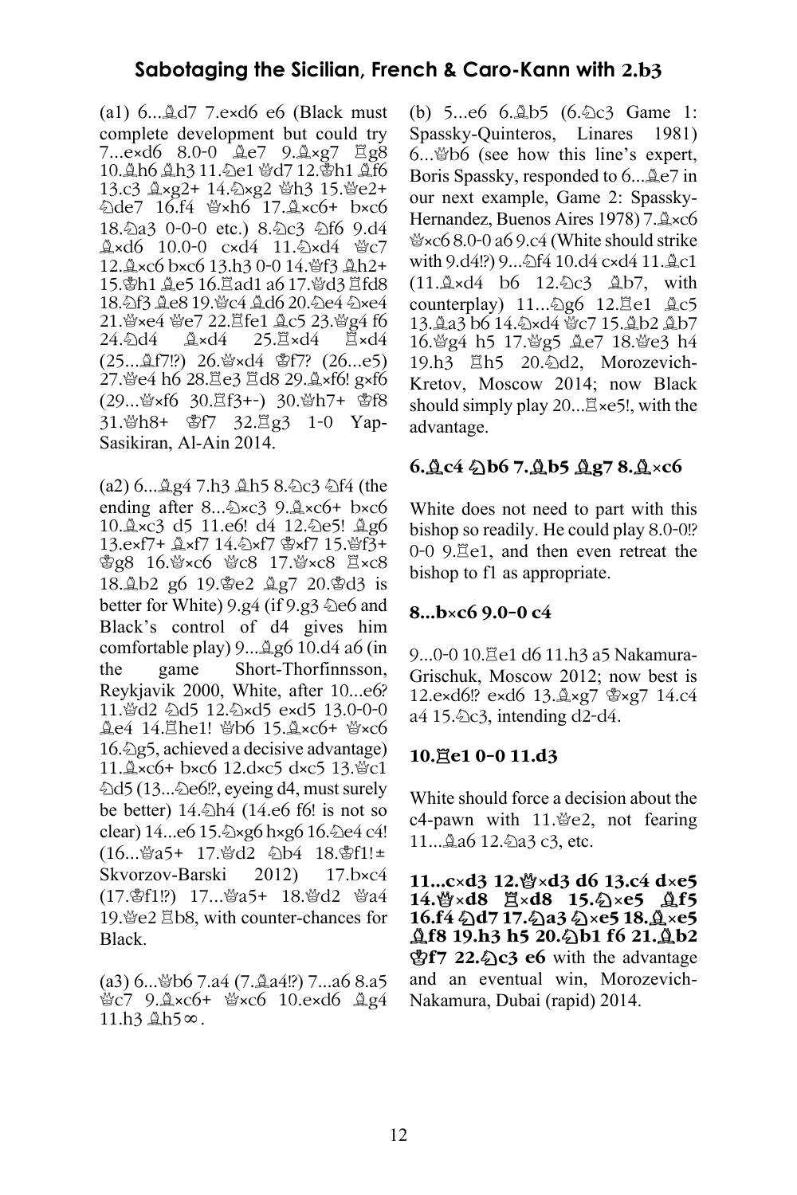(a1) 6...♗d7 7.e×d6 e6 (Black must complete development but could try 7...e×d6 8.0-0 ♗e7 9.♗×g7 ♖g8 10.♗h6 ♗h3 11.♘e1 ♕d7 12.♔h1 ♗f6 13.c3 ♗×g2+ 14.♘×g2 ♕h3 15.♕e2+ ♘de7 16.f4 ♕×h6 17.♗×c6+ b×c6 18.♘a3 0-0-0 etc.) 8.♘c3 ♘f6 9.d4 ♗×d6 10.0-0 c×d4 11.♘×d4 ♕c7 12.♗×c6 b×c6 13.h3 0-0 14.♕f3 ♗h2+ 15.♔h1 ♗e5 16.♖ad1 a6 17.♕d3 ♖fd8 18.♘f3 ♗e8 19.♕c4 ♗d6 20.♘e4 ♘×e4 21.♕×e4 ♕e7 22.♖fe1 ♗c5 23.♕g4 f6 24.♘d4 ♗×d4 25.♖×d4 ♖×d4 (25...♗f7!?) 26.♕×d4 ♔f7? (26...e5) 27.♕e4 h6 28.♖e3 ♖d8 29.♗×f6! g×f6 (29...♕×f6 30.♖f3+-) 30.♕h7+ ♔f8 31.♕h8+ ♔f7 32.♖g3 1-0 Yap-Sasikiran, Al-Ain 2014.

(a2) 6...♗g4 7.h3 ♗h5 8.♘c3 ♘f4 (the ending after 8...♘×c3 9.♗×c6+ b×c6 10.♗×c3 d5 11.e6! d4 12.♘e5! ♗g6 13.e×f7+ ♗×f7 14.♘×f7 ♔×f7 15.♕f3+ ♔g8 16.♕×c6 ♕c8 17.♕×c8 ♖×c8 18.♗b2 g6 19.♔e2 ♗g7 20.♔d3 is better for White) 9.g4 (if 9.g3 ♘e6 and Black's control of d4 gives him comfortable play) 9...♗g6 10.d4 a6 (in the game Short-Thorfinnsson, Reykjavik 2000, White, after 10...e6? 11.♕d2 ♘d5 12.♘×d5 e×d5 13.0-0-0 ♗e4 14.♖he1! ♕b6 15.♗×c6+ ♕×c6 16.♘g5, achieved a decisive advantage) 11.♗×c6+ b×c6 12.d×c5 d×c5 13.♕c1 ♘d5 (13...♘e6!?, eyeing d4, must surely be better) 14.♘h4 (14.e6 f6! is not so clear) 14...e6 15.♘×g6 h×g6 16.♘e4 c4! (16...♕a5+ 17.♕d2 ♘b4 18.♔f1!± Skvorzov-Barski 2012) 17.b×c4 (17.♔f1!?) 17...♕a5+ 18.♕d2 ♕a4 19.♕e2 ♖b8, with counter-chances for Black.

(a3) 6...♕b6 7.a4 (7.♗a4!?) 7...a6 8.a5 ♕c7 9.♗×c6+ ♕×c6 10.e×d6 ♗g4 11.h3 ♗h5∞.

(b) 5...e6 6.♗b5 (6.♘c3 Game 1: Spassky-Quinteros, Linares 1981) 6...♕b6 (see how this line's expert, Boris Spassky, responded to 6...♗e7 in our next example, Game 2: Spassky-Hernandez, Buenos Aires 1978) 7.♗×c6 ♕×c6 8.0-0 a6 9.c4 (White should strike with 9.d4!?) 9...♘f4 10.d4 c×d4 11.♗c1 (11.♗×d4 b6 12.♘c3 ♗b7, with counterplay) 11...♘g6 12.♖e1 ♗c5 13.♗a3 b6 14.♘×d4 ♕c7 15.♗b2 ♗b7 16.♕g4 h5 17.♕g5 ♗e7 18.♕e3 h4 19.h3 ♖h5 20.♘d2, Morozevich-Kretov, Moscow 2014; now Black should simply play 20...♖×e5!, with the advantage.

**6.♗c4 ♘b6 7.♗b5 ♗g7 8.♗×c6**

White does not need to part with this bishop so readily. He could play 8.0-0!? 0-0 9.♖e1, and then even retreat the bishop to f1 as appropriate.

**8...b×c6 9.0-0 c4**

9...0-0 10.♖e1 d6 11.h3 a5 Nakamura-Grischuk, Moscow 2012; now best is 12.e×d6!? e×d6 13.♗×g7 ♔×g7 14.c4 a4 15.♘c3, intending d2-d4.

**10.♖e1 0-0 11.d3**

White should force a decision about the c4-pawn with 11.♕e2, not fearing 11...♗a6 12.♘a3 c3, etc.

**11...c×d3 12.♕×d3 d6 13.c4 d×e5 14.♕×d8 ♖×d8 15.♘×e5 ♗f5 16.f4 ♘d7 17.♘a3 ♘×e5 18.♗×e5 ♗f8 19.h3 h5 20.♘b1 f6 21.♗b2 ♔f7 22.♘c3 e6** with the advantage and an eventual win, Morozevich-Nakamura, Dubai (rapid) 2014.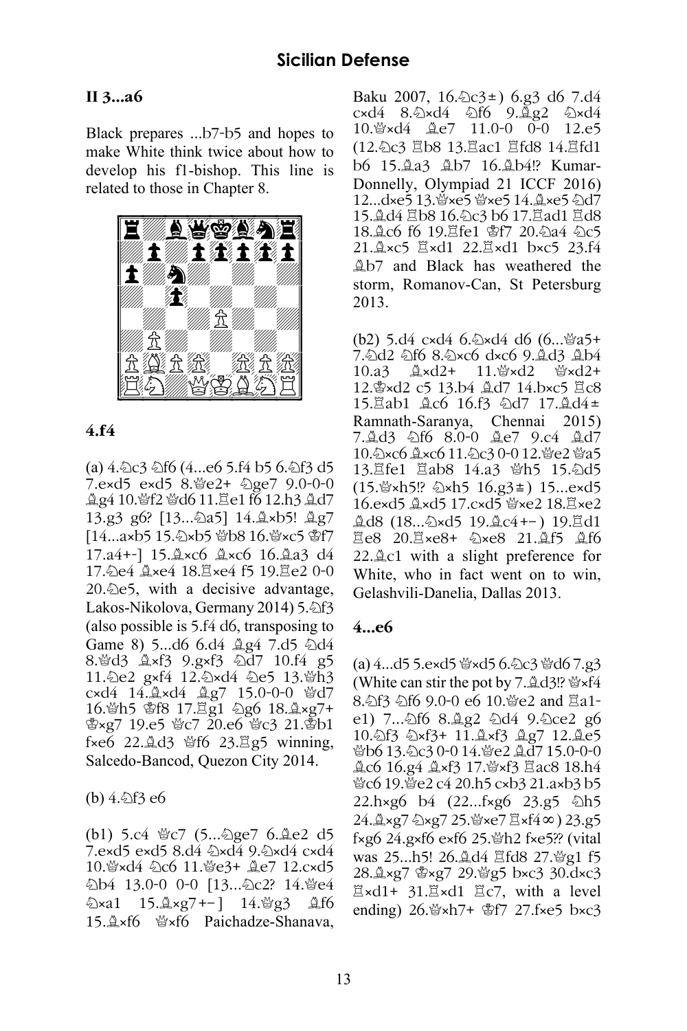**II 3...a6**

Black prepares ...b7-b5 and hopes to make White think twice about how to develop his f1-bishop. This line is related to those in Chapter 8.

**4.f4**

(a) 4.♘c3 ♘f6 (4...e6 5.f4 b5 6.♘f3 d5 7.e×d5 e×d5 8.♕e2+ ♘ge7 9.0-0-0 ♗g4 10.♕f2 ♕d6 11.♖e1 f6 12.h3 ♗d7 13.g3 g6? [13...♘a5] 14.♗×b5! ♗g7 [14...a×b5 15.♘×b5 ♕b8 16.♕×c5 ♔f7 17.a4+-] 15.♗×c6 ♗×c6 16.♗a3 d4 17.♘e4 ♗×e4 18.♖×e4 f5 19.♖e2 0-0 20.♘e5, with a decisive advantage, Lakos-Nikolova, Germany 2014) 5.♘f3 (also possible is 5.f4 d6, transposing to Game 8) 5...d6 6.d4 ♗g4 7.d5 ♘d4 8.♕d3 ♗×f3 9.g×f3 ♘d7 10.f4 g5 11.♘e2 g×f4 12.♘×d4 ♘e5 13.♕h3 c×d4 14.♗×d4 ♗g7 15.0-0-0 ♕d7 16.♕h5 ♔f8 17.♖g1 ♘g6 18.♗×g7+ ♔×g7 19.e5 ♕c7 20.e6 ♕c3 21.♔b1 f×e6 22.♗d3 ♕f6 23.♖g5 winning, Salcedo-Bancod, Quezon City 2014.

(b) 4.♘f3 e6

(b1) 5.c4 ♕c7 (5...♘ge7 6.♗e2 d5 7.e×d5 e×d5 8.d4 ♘×d4 9.♘×d4 c×d4 10.♕×d4 ♘c6 11.♕e3+ ♗e7 12.c×d5 ♘b4 13.0-0 0-0 [13...♘c2? 14.♕e4 ♘×a1 15.♗×g7+-] 14.♕g3 ♗f6 15.♗×f6 ♕×f6 Paichadze-Shanava, Baku 2007, 16.♘c3±) 6.g3 d6 7.d4 c×d4 8.♘×d4 ♘f6 9.♗g2 ♘×d4 10.♕×d4 ♗e7 11.0-0 0-0 12.e5 (12.♘c3 ♖b8 13.♖ac1 ♖fd8 14.♖fd1 b6 15.♗a3 ♗b7 16.♗b4!? Kumar-Donnelly, Olympiad 21 ICCF 2016) 12...d×e5 13.♕×e5 ♕×e5 14.♗×e5 ♘d7 15.♗d4 ♖b8 16.♘c3 b6 17.♖ad1 ♖d8 18.♗c6 f6 19.♖fe1 ♔f7 20.♘a4 ♘c5 21.♗×c5 ♖×d1 22.♖×d1 b×c5 23.f4 ♗b7 and Black has weathered the storm, Romanov-Can, St Petersburg 2013.

(b2) 5.d4 c×d4 6.♘×d4 d6 (6...♕a5+ 7.♘d2 ♘f6 8.♘×c6 d×c6 9.♗d3 ♗b4 10.a3 ♗×d2+ 11.♕×d2 ♕×d2+ 12.♔×d2 c5 13.b4 ♗d7 14.b×c5 ♖c8 15.♖ab1 ♗c6 16.f3 ♘d7 17.♗d4± Ramnath-Saranya, Chennai 2015) 7.♗d3 ♘f6 8.0-0 ♗e7 9.c4 ♗d7 10.♘×c6 ♗×c6 11.♘c3 0-0 12.♕e2 ♕a5 13.♖fe1 ♖ab8 14.a3 ♕h5 15.♘d5 (15.♕×h5!? ♘×h5 16.g3±) 15...e×d5 16.e×d5 ♗×d5 17.c×d5 ♕×e2 18.♖×e2 ♗d8 (18...♘×d5 19.♗c4+-) 19.♖d1 ♖e8 20.♖×e8+ ♘×e8 21.♗f5 ♗f6 22.♗c1 with a slight preference for White, who in fact went on to win, Gelashvili-Danelia, Dallas 2013.

**4...e6**

(a) 4...d5 5.e×d5 ♕×d5 6.♘c3 ♕d6 7.g3 (White can stir the pot by 7.♗d3!? ♕×f4 8.♘f3 ♘f6 9.0-0 e6 10.♕e2 and ♖a1-e1) 7...♘f6 8.♗g2 ♘d4 9.♘ce2 g6 10.♘f3 ♘×f3+ 11.♗×f3 ♗g7 12.♗e5 ♕b6 13.♘c3 0-0 14.♕e2 ♗d7 15.0-0-0 ♗c6 16.g4 ♗×f3 17.♕×f3 ♖ac8 18.h4 ♕c6 19.♕e2 c4 20.h5 c×b3 21.a×b3 b5 22.h×g6 b4 (22...f×g6 23.g5 ♘h5 24.♗×g7 ♘×g7 25.♕×e7 ♖×f4∞) 23.g5 f×g6 24.g×f6 e×f6 25.♕h2 f×e5?? (vital was 25...h5! 26.♗d4 ♖fd8 27.♕g1 f5 28.♗×g7 ♔×g7 29.♕g5 b×c3 30.d×c3 ♖×d1+ 31.♖×d1 ♖c7, with a level ending) 26.♕×h7+ ♔f7 27.f×e5 b×c3